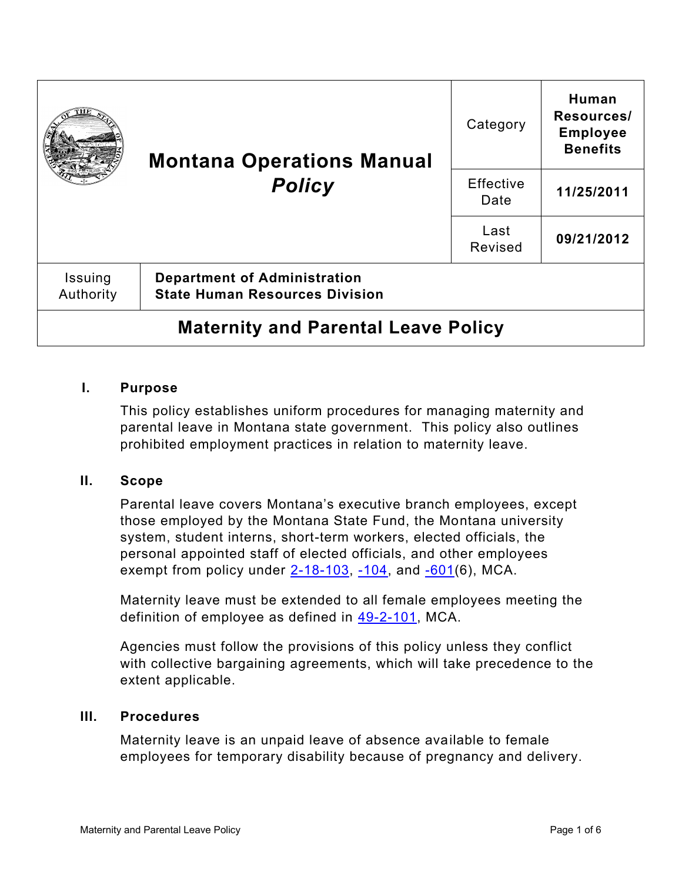| Montana Operations Manual *Policy* | Category | Human Resources/ Employee Benefits |
| --- | --- | --- |
| | Effective Date | 11/25/2011 |
| | Last Revised | 09/21/2012 |
| Issuing Authority | Department of Administration State Human Resources Division | |

# Maternity and Parental Leave Policy

## I. Purpose

This policy establishes uniform procedures for managing maternity and parental leave in Montana state government. This policy also outlines prohibited employment practices in relation to maternity leave.

## II. Scope

Parental leave covers Montana's executive branch employees, except those employed by the Montana State Fund, the Montana university system, student interns, short-term workers, elected officials, the personal appointed staff of elected officials, and other employees exempt from policy under 2-18-103, -104, and -601(6), MCA.

Maternity leave must be extended to all female employees meeting the definition of employee as defined in 49-2-101, MCA.

Agencies must follow the provisions of this policy unless they conflict with collective bargaining agreements, which will take precedence to the extent applicable.

## III. Procedures

Maternity leave is an unpaid leave of absence available to female employees for temporary disability because of pregnancy and delivery.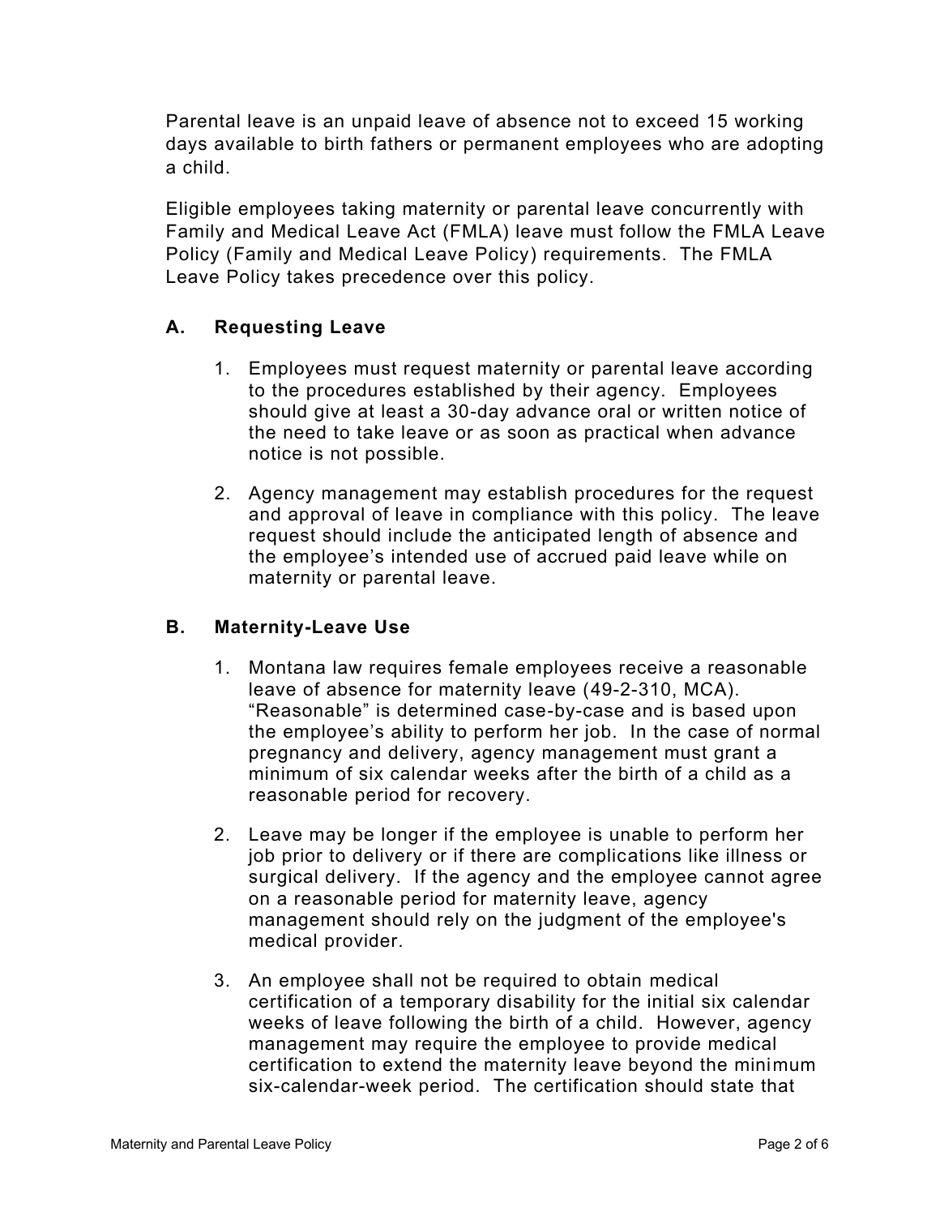Parental leave is an unpaid leave of absence not to exceed 15 working days available to birth fathers or permanent employees who are adopting a child.

Eligible employees taking maternity or parental leave concurrently with Family and Medical Leave Act (FMLA) leave must follow the FMLA Leave Policy (Family and Medical Leave Policy) requirements. The FMLA Leave Policy takes precedence over this policy.

### A. Requesting Leave

1. Employees must request maternity or parental leave according to the procedures established by their agency. Employees should give at least a 30-day advance oral or written notice of the need to take leave or as soon as practical when advance notice is not possible.

2. Agency management may establish procedures for the request and approval of leave in compliance with this policy. The leave request should include the anticipated length of absence and the employee's intended use of accrued paid leave while on maternity or parental leave.

### B. Maternity-Leave Use

1. Montana law requires female employees receive a reasonable leave of absence for maternity leave (49-2-310, MCA). "Reasonable" is determined case-by-case and is based upon the employee's ability to perform her job. In the case of normal pregnancy and delivery, agency management must grant a minimum of six calendar weeks after the birth of a child as a reasonable period for recovery.

2. Leave may be longer if the employee is unable to perform her job prior to delivery or if there are complications like illness or surgical delivery. If the agency and the employee cannot agree on a reasonable period for maternity leave, agency management should rely on the judgment of the employee's medical provider.

3. An employee shall not be required to obtain medical certification of a temporary disability for the initial six calendar weeks of leave following the birth of a child. However, agency management may require the employee to provide medical certification to extend the maternity leave beyond the minimum six-calendar-week period. The certification should state that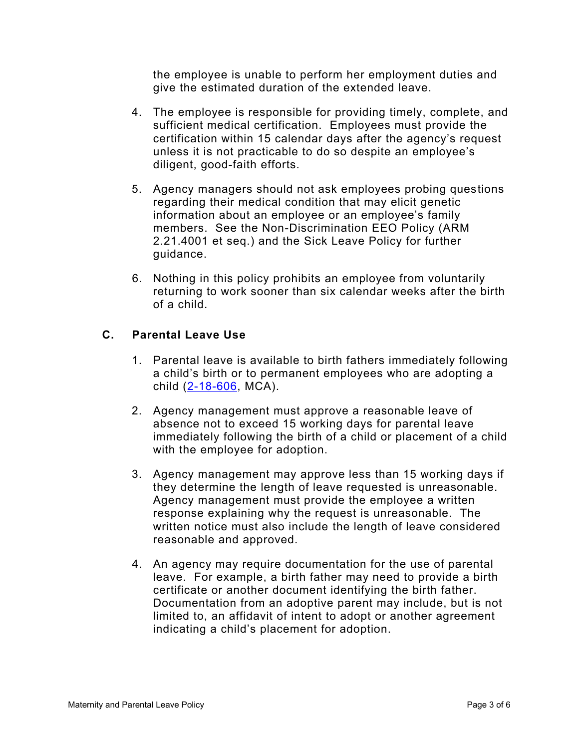the employee is unable to perform her employment duties and give the estimated duration of the extended leave.

4. The employee is responsible for providing timely, complete, and sufficient medical certification. Employees must provide the certification within 15 calendar days after the agency's request unless it is not practicable to do so despite an employee's diligent, good-faith efforts.

5. Agency managers should not ask employees probing questions regarding their medical condition that may elicit genetic information about an employee or an employee's family members. See the Non-Discrimination EEO Policy (ARM 2.21.4001 et seq.) and the Sick Leave Policy for further guidance.

6. Nothing in this policy prohibits an employee from voluntarily returning to work sooner than six calendar weeks after the birth of a child.

## C. Parental Leave Use

1. Parental leave is available to birth fathers immediately following a child's birth or to permanent employees who are adopting a child (2-18-606, MCA).

2. Agency management must approve a reasonable leave of absence not to exceed 15 working days for parental leave immediately following the birth of a child or placement of a child with the employee for adoption.

3. Agency management may approve less than 15 working days if they determine the length of leave requested is unreasonable. Agency management must provide the employee a written response explaining why the request is unreasonable. The written notice must also include the length of leave considered reasonable and approved.

4. An agency may require documentation for the use of parental leave. For example, a birth father may need to provide a birth certificate or another document identifying the birth father. Documentation from an adoptive parent may include, but is not limited to, an affidavit of intent to adopt or another agreement indicating a child's placement for adoption.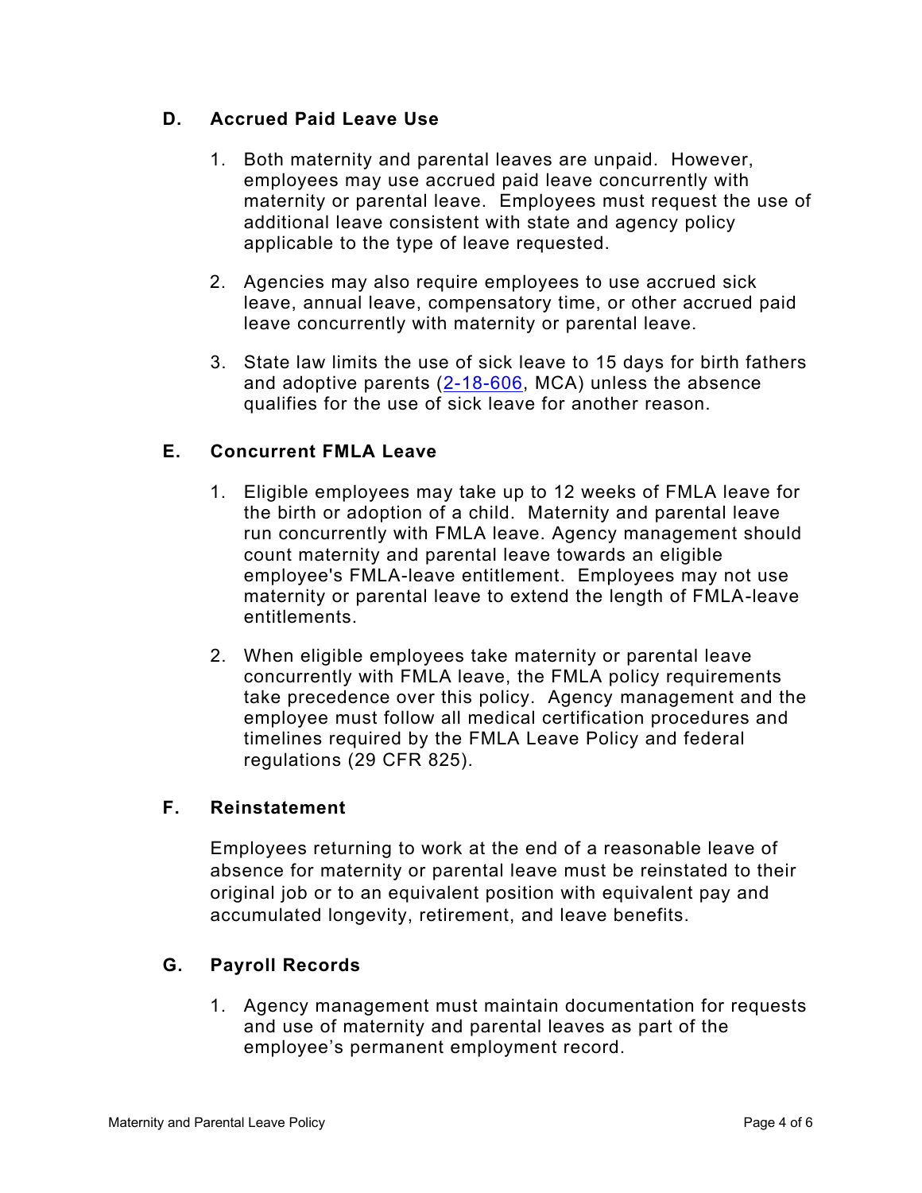## D. Accrued Paid Leave Use

1. Both maternity and parental leaves are unpaid. However, employees may use accrued paid leave concurrently with maternity or parental leave. Employees must request the use of additional leave consistent with state and agency policy applicable to the type of leave requested.

2. Agencies may also require employees to use accrued sick leave, annual leave, compensatory time, or other accrued paid leave concurrently with maternity or parental leave.

3. State law limits the use of sick leave to 15 days for birth fathers and adoptive parents (2-18-606, MCA) unless the absence qualifies for the use of sick leave for another reason.

## E. Concurrent FMLA Leave

1. Eligible employees may take up to 12 weeks of FMLA leave for the birth or adoption of a child. Maternity and parental leave run concurrently with FMLA leave. Agency management should count maternity and parental leave towards an eligible employee's FMLA-leave entitlement. Employees may not use maternity or parental leave to extend the length of FMLA-leave entitlements.

2. When eligible employees take maternity or parental leave concurrently with FMLA leave, the FMLA policy requirements take precedence over this policy. Agency management and the employee must follow all medical certification procedures and timelines required by the FMLA Leave Policy and federal regulations (29 CFR 825).

## F. Reinstatement

Employees returning to work at the end of a reasonable leave of absence for maternity or parental leave must be reinstated to their original job or to an equivalent position with equivalent pay and accumulated longevity, retirement, and leave benefits.

## G. Payroll Records

1. Agency management must maintain documentation for requests and use of maternity and parental leaves as part of the employee's permanent employment record.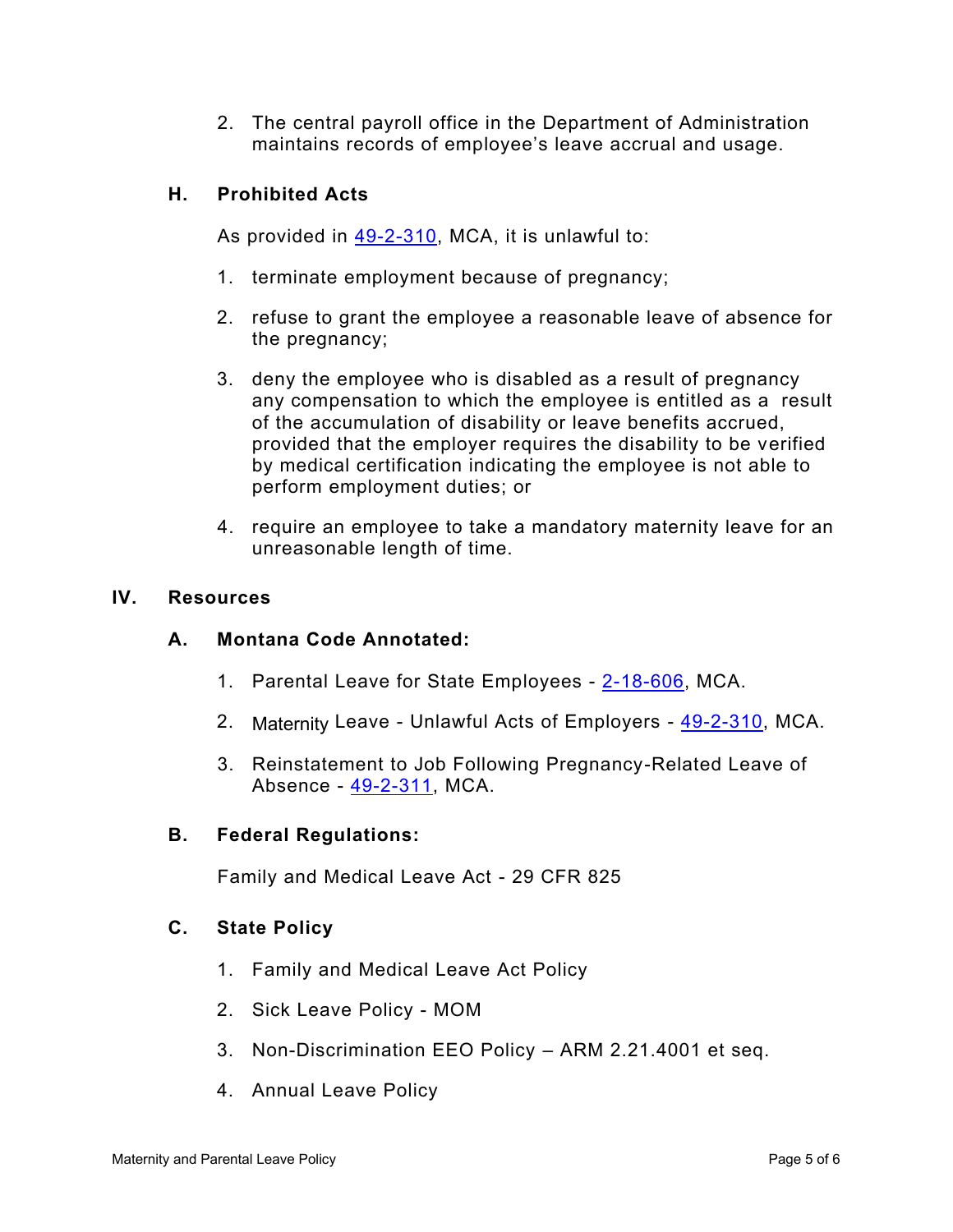2. The central payroll office in the Department of Administration maintains records of employee's leave accrual and usage.

### H. Prohibited Acts

As provided in 49-2-310, MCA, it is unlawful to:

1. terminate employment because of pregnancy;
2. refuse to grant the employee a reasonable leave of absence for the pregnancy;
3. deny the employee who is disabled as a result of pregnancy any compensation to which the employee is entitled as a result of the accumulation of disability or leave benefits accrued, provided that the employer requires the disability to be verified by medical certification indicating the employee is not able to perform employment duties; or
4. require an employee to take a mandatory maternity leave for an unreasonable length of time.

## IV. Resources

### A. Montana Code Annotated:

1. Parental Leave for State Employees - 2-18-606, MCA.
2. Maternity Leave - Unlawful Acts of Employers - 49-2-310, MCA.
3. Reinstatement to Job Following Pregnancy-Related Leave of Absence - 49-2-311, MCA.

### B. Federal Regulations:

Family and Medical Leave Act - 29 CFR 825

### C. State Policy

1. Family and Medical Leave Act Policy
2. Sick Leave Policy - MOM
3. Non-Discrimination EEO Policy – ARM 2.21.4001 et seq.
4. Annual Leave Policy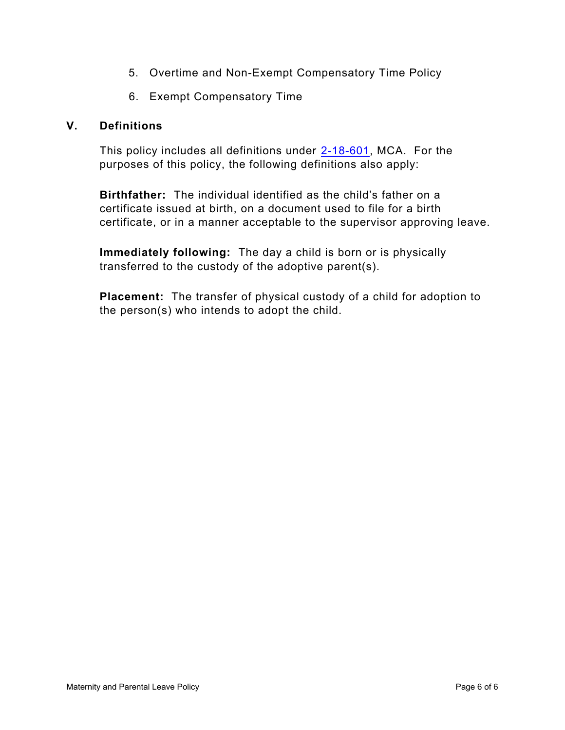5. Overtime and Non-Exempt Compensatory Time Policy
6. Exempt Compensatory Time

## V. Definitions

This policy includes all definitions under 2-18-601, MCA. For the purposes of this policy, the following definitions also apply:

**Birthfather:** The individual identified as the child's father on a certificate issued at birth, on a document used to file for a birth certificate, or in a manner acceptable to the supervisor approving leave.

**Immediately following:** The day a child is born or is physically transferred to the custody of the adoptive parent(s).

**Placement:** The transfer of physical custody of a child for adoption to the person(s) who intends to adopt the child.